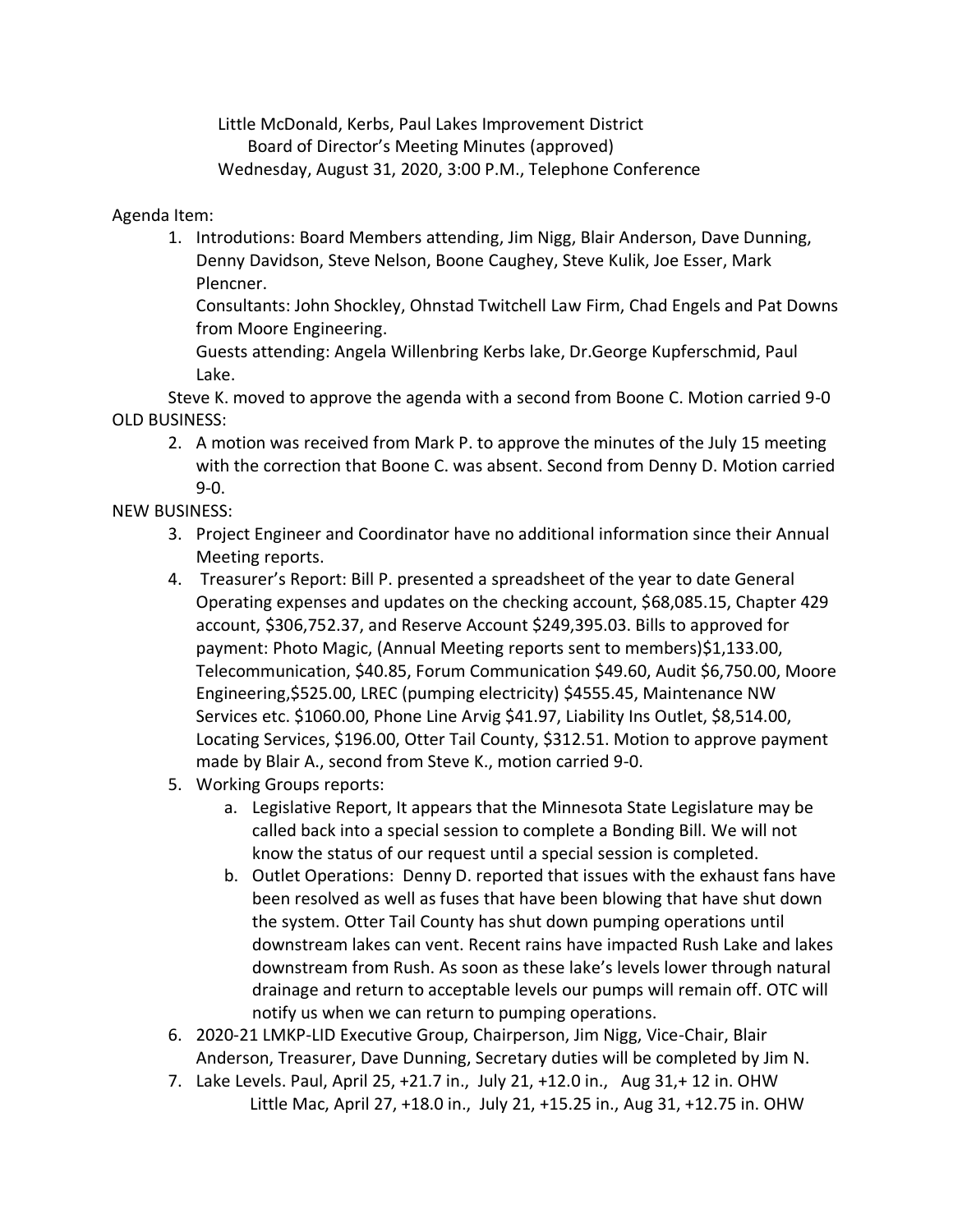Little McDonald, Kerbs, Paul Lakes Improvement District
Board of Director's Meeting Minutes (approved)
Wednesday, August 31, 2020, 3:00 P.M., Telephone Conference

Agenda Item:

1. Introdutions: Board Members attending, Jim Nigg, Blair Anderson, Dave Dunning, Denny Davidson, Steve Nelson, Boone Caughey, Steve Kulik, Joe Esser, Mark Plencner.
   Consultants: John Shockley, Ohnstad Twitchell Law Firm, Chad Engels and Pat Downs from Moore Engineering.
   Guests attending: Angela Willenbring Kerbs lake, Dr.George Kupferschmid, Paul Lake.

Steve K. moved to approve the agenda with a second from Boone C. Motion carried 9-0

OLD BUSINESS:

2. A motion was received from Mark P. to approve the minutes of the July 15 meeting with the correction that Boone C. was absent. Second from Denny D. Motion carried 9-0.

NEW BUSINESS:

3. Project Engineer and Coordinator have no additional information since their Annual Meeting reports.
4. Treasurer's Report: Bill P. presented a spreadsheet of the year to date General Operating expenses and updates on the checking account, $68,085.15, Chapter 429 account, $306,752.37, and Reserve Account $249,395.03. Bills to approved for payment: Photo Magic, (Annual Meeting reports sent to members)$1,133.00, Telecommunication, $40.85, Forum Communication $49.60, Audit $6,750.00, Moore Engineering,$525.00, LREC (pumping electricity) $4555.45, Maintenance NW Services etc. $1060.00, Phone Line Arvig $41.97, Liability Ins Outlet, $8,514.00, Locating Services, $196.00, Otter Tail County, $312.51. Motion to approve payment made by Blair A., second from Steve K., motion carried 9-0.
5. Working Groups reports:
   a. Legislative Report, It appears that the Minnesota State Legislature may be called back into a special session to complete a Bonding Bill. We will not know the status of our request until a special session is completed.
   b. Outlet Operations: Denny D. reported that issues with the exhaust fans have been resolved as well as fuses that have been blowing that have shut down the system. Otter Tail County has shut down pumping operations until downstream lakes can vent. Recent rains have impacted Rush Lake and lakes downstream from Rush. As soon as these lake's levels lower through natural drainage and return to acceptable levels our pumps will remain off. OTC will notify us when we can return to pumping operations.
6. 2020-21 LMKP-LID Executive Group, Chairperson, Jim Nigg, Vice-Chair, Blair Anderson, Treasurer, Dave Dunning, Secretary duties will be completed by Jim N.
7. Lake Levels. Paul, April 25, +21.7 in., July 21, +12.0 in., Aug 31,+ 12 in. OHW
   Little Mac, April 27, +18.0 in., July 21, +15.25 in., Aug 31, +12.75 in. OHW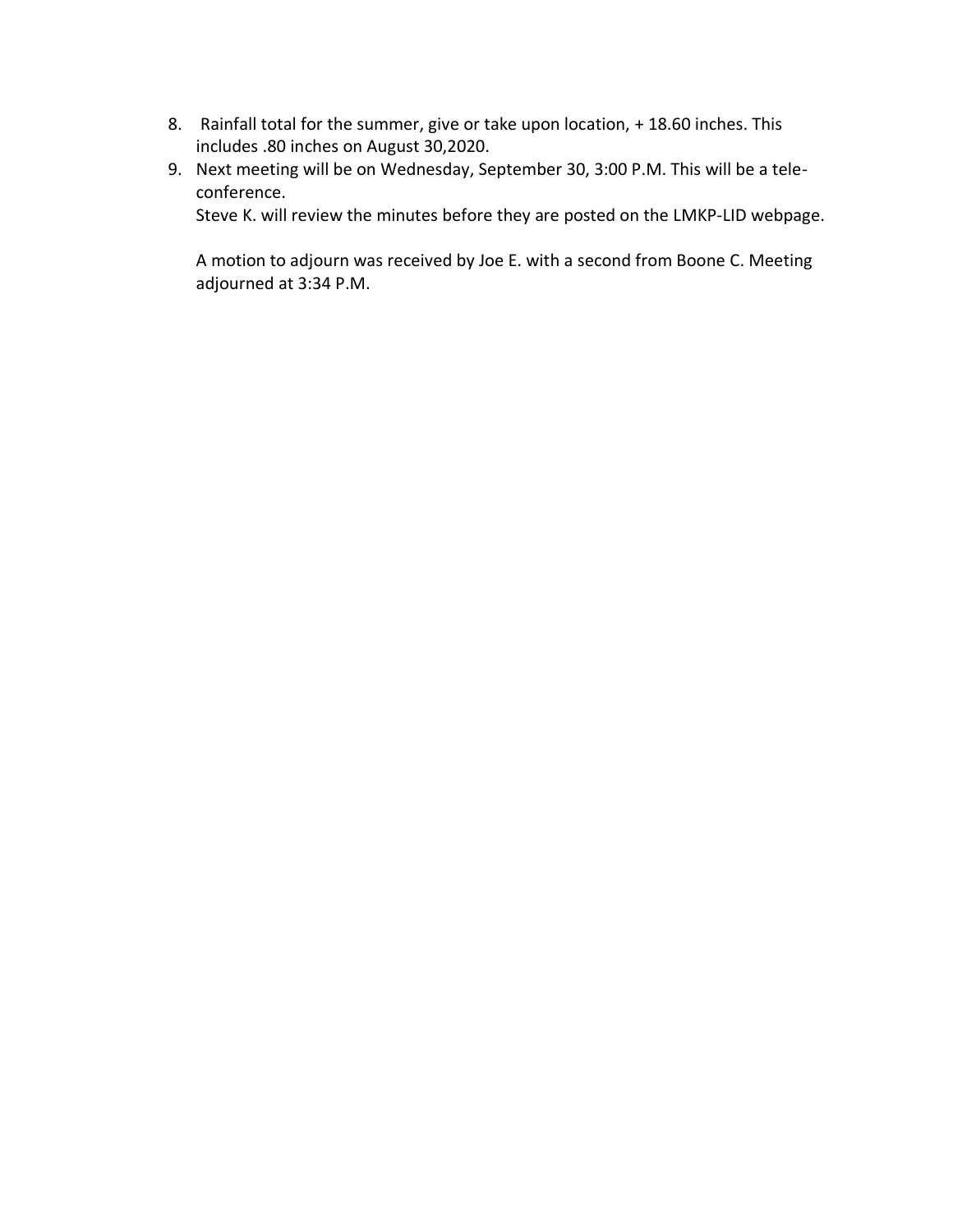8. Rainfall total for the summer, give or take upon location, + 18.60 inches. This includes .80 inches on August 30,2020.
9. Next meeting will be on Wednesday, September 30, 3:00 P.M. This will be a tele-conference.

   Steve K. will review the minutes before they are posted on the LMKP-LID webpage.

   A motion to adjourn was received by Joe E. with a second from Boone C. Meeting adjourned at 3:34 P.M.